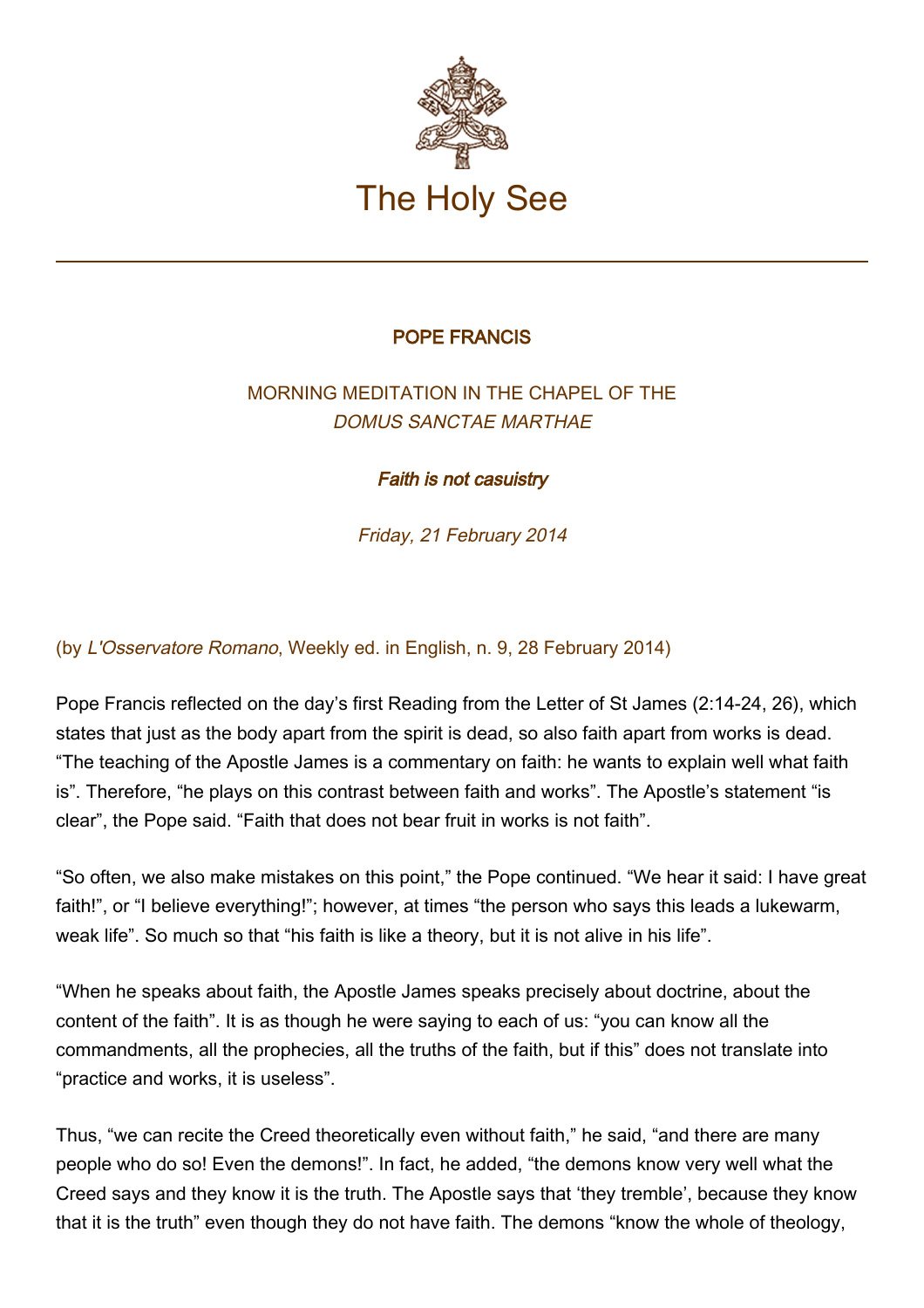# The Holy See

## POPE FRANCIS

### MORNING MEDITATION IN THE CHAPEL OF THE *DOMUS SANCTAE MARTHAE*

### ***Faith is not casuistry***

*Friday, 21 February 2014*

(by *L'Osservatore Romano*, Weekly ed. in English, n. 9, 28 February 2014)

Pope Francis reflected on the day's first Reading from the Letter of St James (2:14-24, 26), which states that just as the body apart from the spirit is dead, so also faith apart from works is dead. "The teaching of the Apostle James is a commentary on faith: he wants to explain well what faith is". Therefore, "he plays on this contrast between faith and works". The Apostle's statement "is clear", the Pope said. "Faith that does not bear fruit in works is not faith".

"So often, we also make mistakes on this point," the Pope continued. "We hear it said: I have great faith!", or "I believe everything!"; however, at times "the person who says this leads a lukewarm, weak life". So much so that "his faith is like a theory, but it is not alive in his life".

"When he speaks about faith, the Apostle James speaks precisely about doctrine, about the content of the faith". It is as though he were saying to each of us: "you can know all the commandments, all the prophecies, all the truths of the faith, but if this" does not translate into "practice and works, it is useless".

Thus, "we can recite the Creed theoretically even without faith," he said, "and there are many people who do so! Even the demons!". In fact, he added, "the demons know very well what the Creed says and they know it is the truth. The Apostle says that 'they tremble', because they know that it is the truth" even though they do not have faith. The demons "know the whole of theology,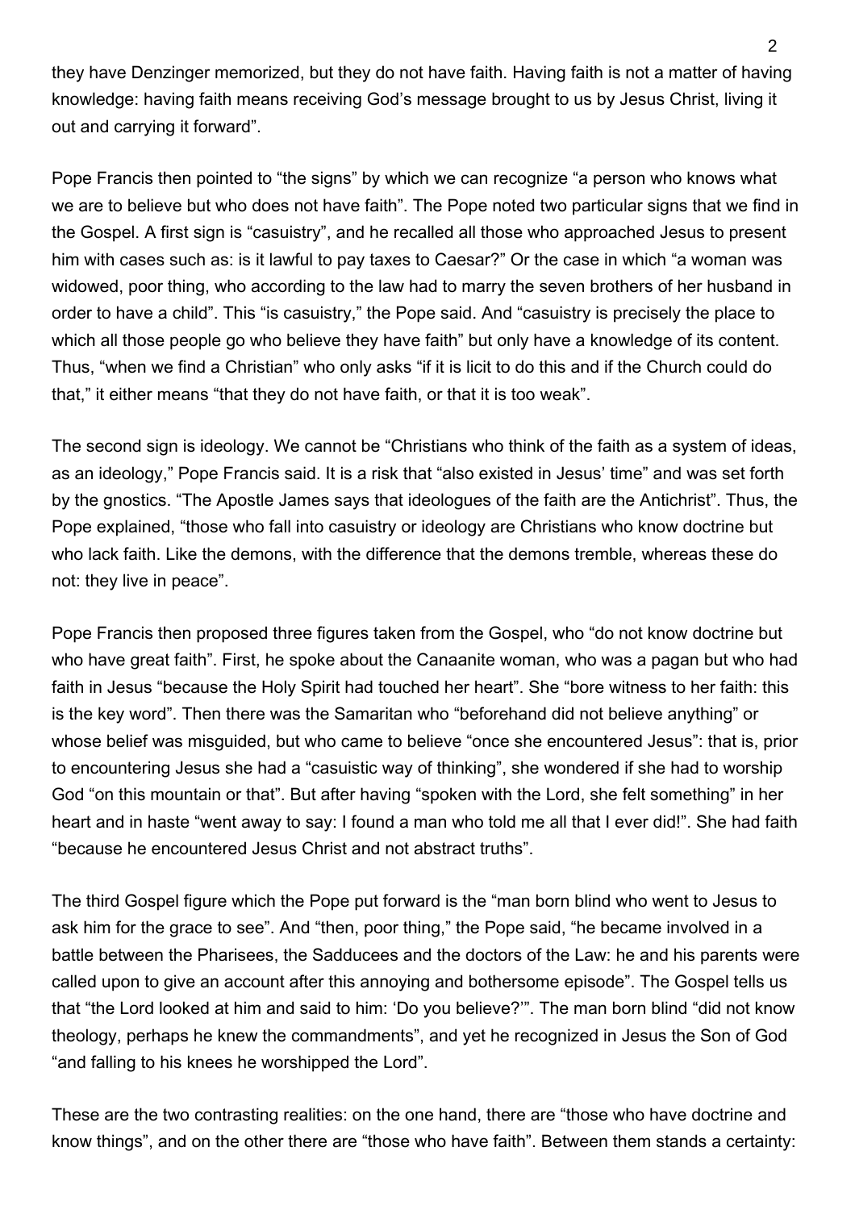they have Denzinger memorized, but they do not have faith. Having faith is not a matter of having knowledge: having faith means receiving God's message brought to us by Jesus Christ, living it out and carrying it forward".

Pope Francis then pointed to "the signs" by which we can recognize "a person who knows what we are to believe but who does not have faith". The Pope noted two particular signs that we find in the Gospel. A first sign is "casuistry", and he recalled all those who approached Jesus to present him with cases such as: is it lawful to pay taxes to Caesar?" Or the case in which "a woman was widowed, poor thing, who according to the law had to marry the seven brothers of her husband in order to have a child". This "is casuistry," the Pope said. And "casuistry is precisely the place to which all those people go who believe they have faith" but only have a knowledge of its content. Thus, "when we find a Christian" who only asks "if it is licit to do this and if the Church could do that," it either means "that they do not have faith, or that it is too weak".

The second sign is ideology. We cannot be "Christians who think of the faith as a system of ideas, as an ideology," Pope Francis said. It is a risk that "also existed in Jesus' time" and was set forth by the gnostics. "The Apostle James says that ideologues of the faith are the Antichrist". Thus, the Pope explained, "those who fall into casuistry or ideology are Christians who know doctrine but who lack faith. Like the demons, with the difference that the demons tremble, whereas these do not: they live in peace".

Pope Francis then proposed three figures taken from the Gospel, who "do not know doctrine but who have great faith". First, he spoke about the Canaanite woman, who was a pagan but who had faith in Jesus "because the Holy Spirit had touched her heart". She "bore witness to her faith: this is the key word". Then there was the Samaritan who "beforehand did not believe anything" or whose belief was misguided, but who came to believe "once she encountered Jesus": that is, prior to encountering Jesus she had a "casuistic way of thinking", she wondered if she had to worship God "on this mountain or that". But after having "spoken with the Lord, she felt something" in her heart and in haste "went away to say: I found a man who told me all that I ever did!". She had faith "because he encountered Jesus Christ and not abstract truths".

The third Gospel figure which the Pope put forward is the "man born blind who went to Jesus to ask him for the grace to see". And "then, poor thing," the Pope said, "he became involved in a battle between the Pharisees, the Sadducees and the doctors of the Law: he and his parents were called upon to give an account after this annoying and bothersome episode". The Gospel tells us that "the Lord looked at him and said to him: 'Do you believe?'". The man born blind "did not know theology, perhaps he knew the commandments", and yet he recognized in Jesus the Son of God "and falling to his knees he worshipped the Lord".

These are the two contrasting realities: on the one hand, there are "those who have doctrine and know things", and on the other there are "those who have faith". Between them stands a certainty: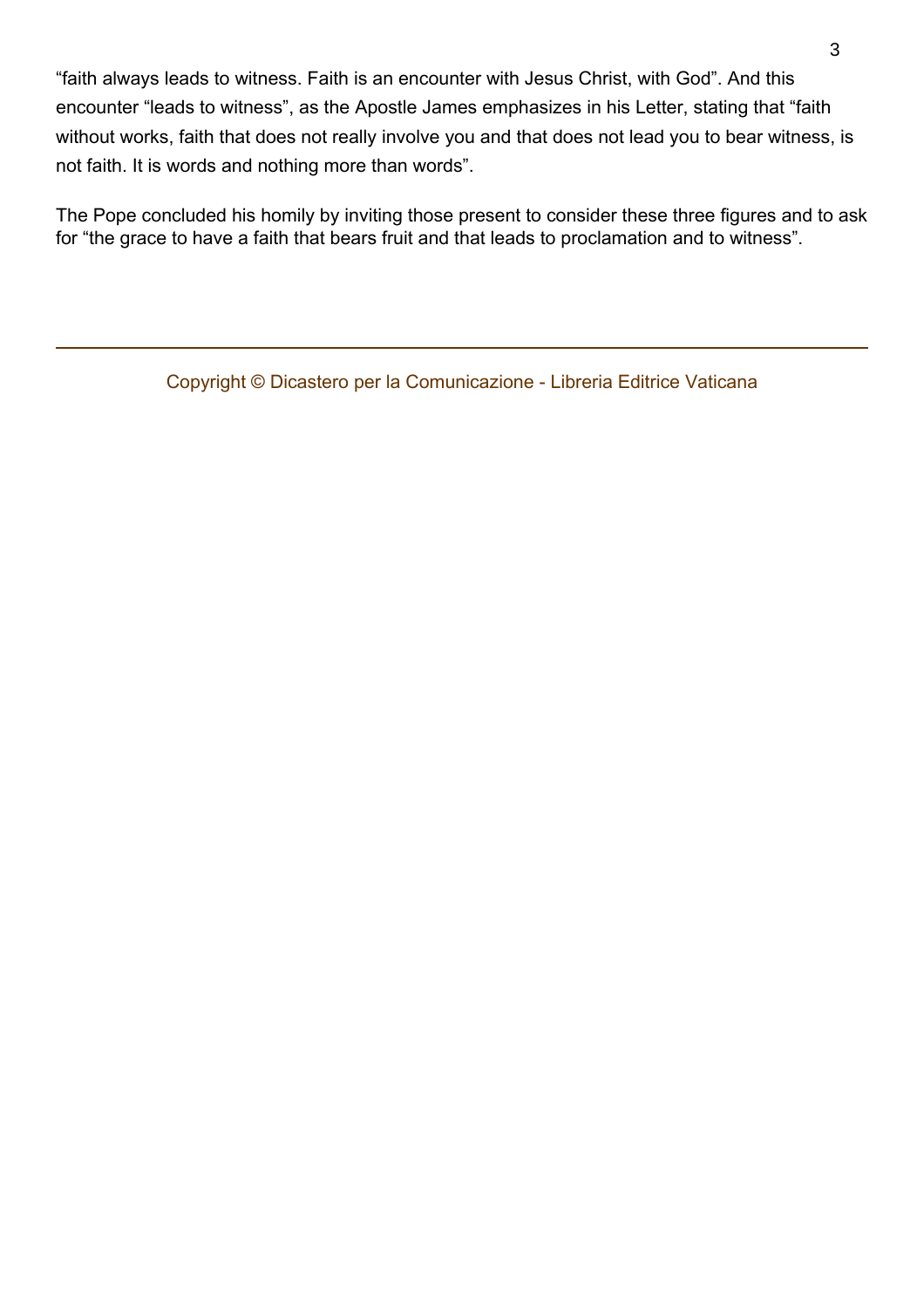"faith always leads to witness. Faith is an encounter with Jesus Christ, with God". And this encounter "leads to witness", as the Apostle James emphasizes in his Letter, stating that "faith without works, faith that does not really involve you and that does not lead you to bear witness, is not faith. It is words and nothing more than words".

The Pope concluded his homily by inviting those present to consider these three figures and to ask for "the grace to have a faith that bears fruit and that leads to proclamation and to witness".

---

Copyright © Dicastero per la Comunicazione - Libreria Editrice Vaticana